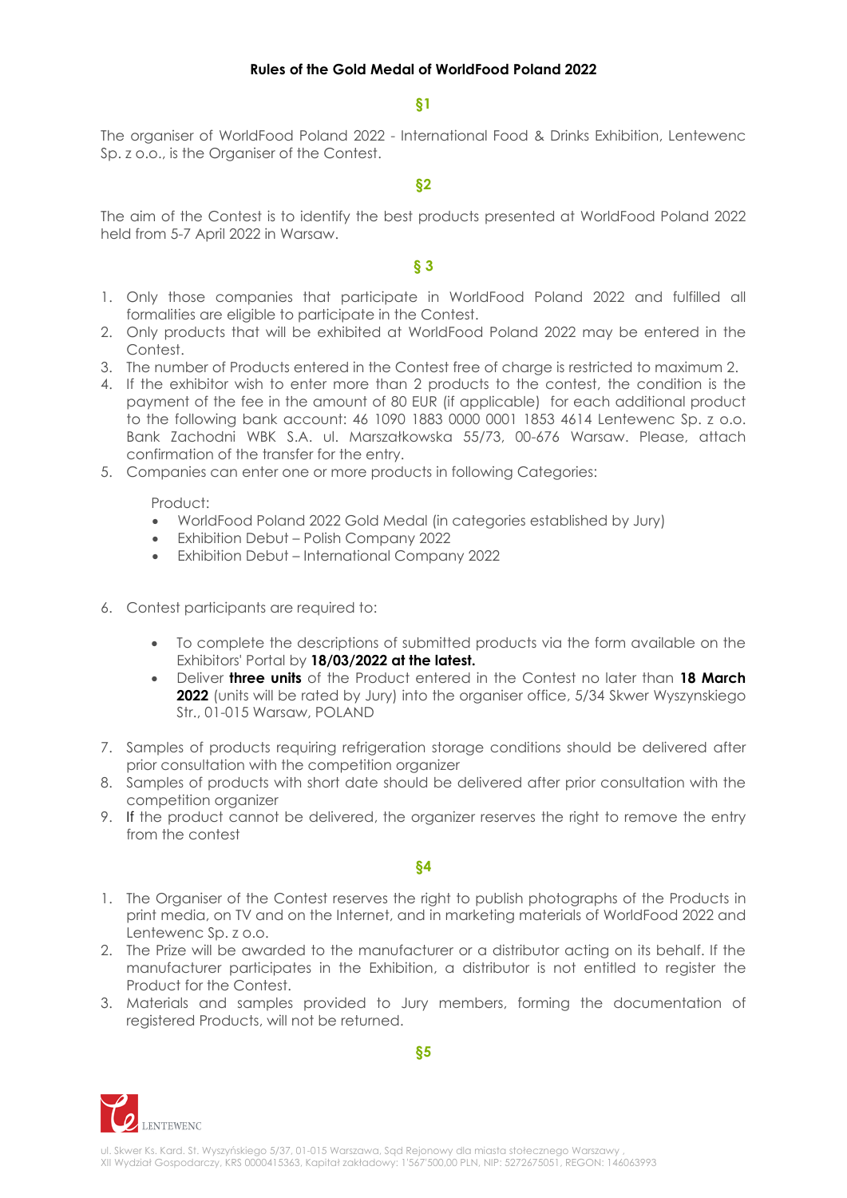# Rules of the Gold Medal of WorldFood Poland 2022

## §1

The organiser of WorldFood Poland 2022 - International Food & Drinks Exhibition, Lentewenc Sp. z o.o., is the Organiser of the Contest.

## §2

The aim of the Contest is to identify the best products presented at WorldFood Poland 2022 held from 5-7 April 2022 in Warsaw.

## § 3

1. Only those companies that participate in WorldFood Poland 2022 and fulfilled all formalities are eligible to participate in the Contest.
2. Only products that will be exhibited at WorldFood Poland 2022 may be entered in the Contest.
3. The number of Products entered in the Contest free of charge is restricted to maximum 2.
4. If the exhibitor wish to enter more than 2 products to the contest, the condition is the payment of the fee in the amount of 80 EUR (if applicable) for each additional product to the following bank account: 46 1090 1883 0000 0001 1853 4614 Lentewenc Sp. z o.o. Bank Zachodni WBK S.A. ul. Marszałkowska 55/73, 00-676 Warsaw. Please, attach confirmation of the transfer for the entry.
5. Companies can enter one or more products in following Categories:

   Product:
   - WorldFood Poland 2022 Gold Medal (in categories established by Jury)
   - Exhibition Debut – Polish Company 2022
   - Exhibition Debut – International Company 2022

6. Contest participants are required to:
   - To complete the descriptions of submitted products via the form available on the Exhibitors' Portal by **18/03/2022 at the latest.**
   - Deliver **three units** of the Product entered in the Contest no later than **18 March 2022** (units will be rated by Jury) into the organiser office, 5/34 Skwer Wyszynskiego Str., 01-015 Warsaw, POLAND
7. Samples of products requiring refrigeration storage conditions should be delivered after prior consultation with the competition organizer
8. Samples of products with short date should be delivered after prior consultation with the competition organizer
9. If the product cannot be delivered, the organizer reserves the right to remove the entry from the contest

## §4

1. The Organiser of the Contest reserves the right to publish photographs of the Products in print media, on TV and on the Internet, and in marketing materials of WorldFood 2022 and Lentewenc Sp. z o.o.
2. The Prize will be awarded to the manufacturer or a distributor acting on its behalf. If the manufacturer participates in the Exhibition, a distributor is not entitled to register the Product for the Contest.
3. Materials and samples provided to Jury members, forming the documentation of registered Products, will not be returned.

## §5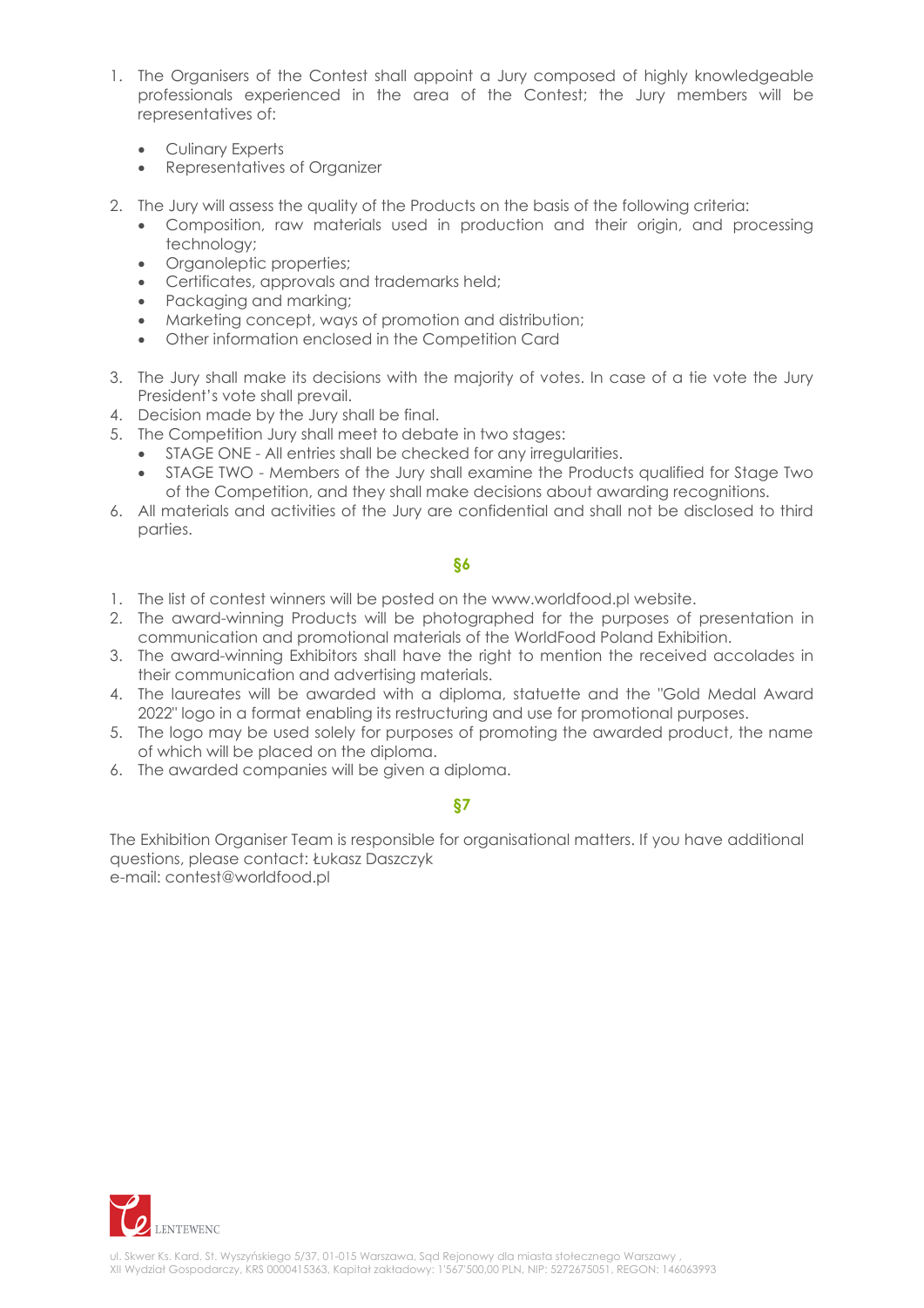1. The Organisers of the Contest shall appoint a Jury composed of highly knowledgeable professionals experienced in the area of the Contest; the Jury members will be representatives of:
   - Culinary Experts
   - Representatives of Organizer
2. The Jury will assess the quality of the Products on the basis of the following criteria:
   - Composition, raw materials used in production and their origin, and processing technology;
   - Organoleptic properties;
   - Certificates, approvals and trademarks held;
   - Packaging and marking;
   - Marketing concept, ways of promotion and distribution;
   - Other information enclosed in the Competition Card
3. The Jury shall make its decisions with the majority of votes. In case of a tie vote the Jury President's vote shall prevail.
4. Decision made by the Jury shall be final.
5. The Competition Jury shall meet to debate in two stages:
   - STAGE ONE - All entries shall be checked for any irregularities.
   - STAGE TWO - Members of the Jury shall examine the Products qualified for Stage Two of the Competition, and they shall make decisions about awarding recognitions.
6. All materials and activities of the Jury are confidential and shall not be disclosed to third parties.

## §6

1. The list of contest winners will be posted on the www.worldfood.pl website.
2. The award-winning Products will be photographed for the purposes of presentation in communication and promotional materials of the WorldFood Poland Exhibition.
3. The award-winning Exhibitors shall have the right to mention the received accolades in their communication and advertising materials.
4. The laureates will be awarded with a diploma, statuette and the "Gold Medal Award 2022" logo in a format enabling its restructuring and use for promotional purposes.
5. The logo may be used solely for purposes of promoting the awarded product, the name of which will be placed on the diploma.
6. The awarded companies will be given a diploma.

## §7

The Exhibition Organiser Team is responsible for organisational matters. If you have additional questions, please contact: Łukasz Daszczyk
e-mail: contest@worldfood.pl